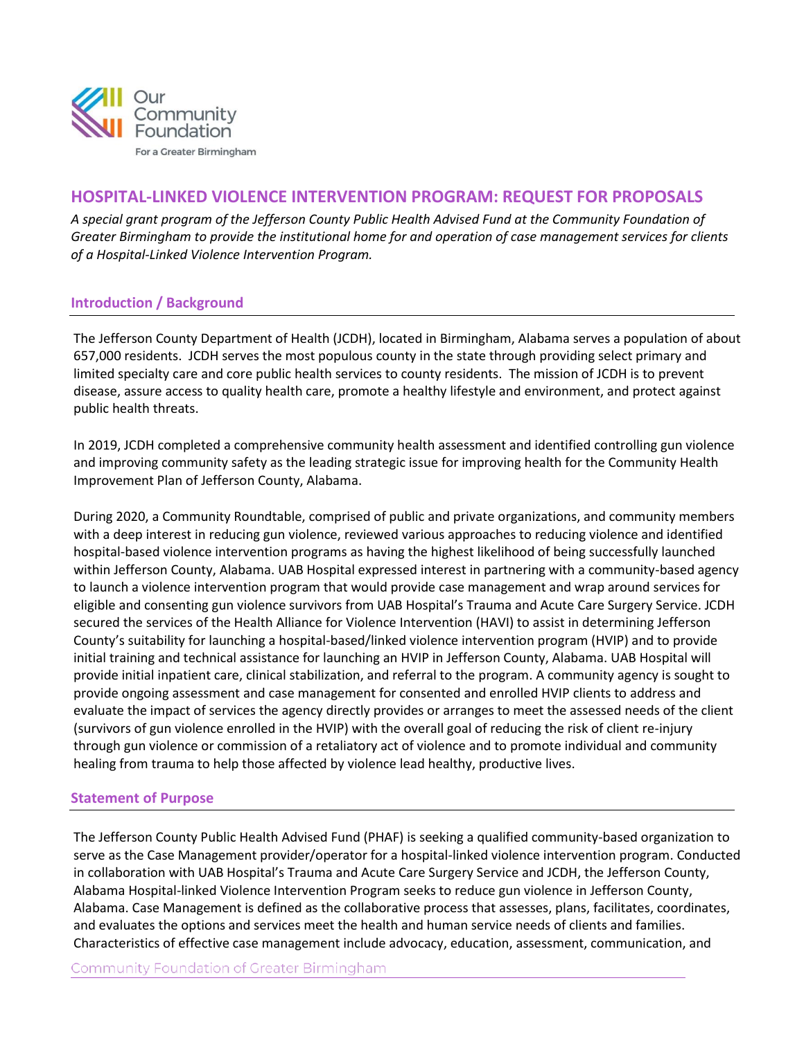Our Community Foundation
For a Greater Birmingham

# HOSPITAL-LINKED VIOLENCE INTERVENTION PROGRAM: REQUEST FOR PROPOSALS

*A special grant program of the Jefferson County Public Health Advised Fund at the Community Foundation of Greater Birmingham to provide the institutional home for and operation of case management services for clients of a Hospital-Linked Violence Intervention Program.*

## Introduction / Background

The Jefferson County Department of Health (JCDH), located in Birmingham, Alabama serves a population of about 657,000 residents. JCDH serves the most populous county in the state through providing select primary and limited specialty care and core public health services to county residents. The mission of JCDH is to prevent disease, assure access to quality health care, promote a healthy lifestyle and environment, and protect against public health threats.

In 2019, JCDH completed a comprehensive community health assessment and identified controlling gun violence and improving community safety as the leading strategic issue for improving health for the Community Health Improvement Plan of Jefferson County, Alabama.

During 2020, a Community Roundtable, comprised of public and private organizations, and community members with a deep interest in reducing gun violence, reviewed various approaches to reducing violence and identified hospital-based violence intervention programs as having the highest likelihood of being successfully launched within Jefferson County, Alabama. UAB Hospital expressed interest in partnering with a community-based agency to launch a violence intervention program that would provide case management and wrap around services for eligible and consenting gun violence survivors from UAB Hospital's Trauma and Acute Care Surgery Service. JCDH secured the services of the Health Alliance for Violence Intervention (HAVI) to assist in determining Jefferson County's suitability for launching a hospital-based/linked violence intervention program (HVIP) and to provide initial training and technical assistance for launching an HVIP in Jefferson County, Alabama. UAB Hospital will provide initial inpatient care, clinical stabilization, and referral to the program. A community agency is sought to provide ongoing assessment and case management for consented and enrolled HVIP clients to address and evaluate the impact of services the agency directly provides or arranges to meet the assessed needs of the client (survivors of gun violence enrolled in the HVIP) with the overall goal of reducing the risk of client re-injury through gun violence or commission of a retaliatory act of violence and to promote individual and community healing from trauma to help those affected by violence lead healthy, productive lives.

## Statement of Purpose

The Jefferson County Public Health Advised Fund (PHAF) is seeking a qualified community-based organization to serve as the Case Management provider/operator for a hospital-linked violence intervention program. Conducted in collaboration with UAB Hospital's Trauma and Acute Care Surgery Service and JCDH, the Jefferson County, Alabama Hospital-linked Violence Intervention Program seeks to reduce gun violence in Jefferson County, Alabama. Case Management is defined as the collaborative process that assesses, plans, facilitates, coordinates, and evaluates the options and services meet the health and human service needs of clients and families. Characteristics of effective case management include advocacy, education, assessment, communication, and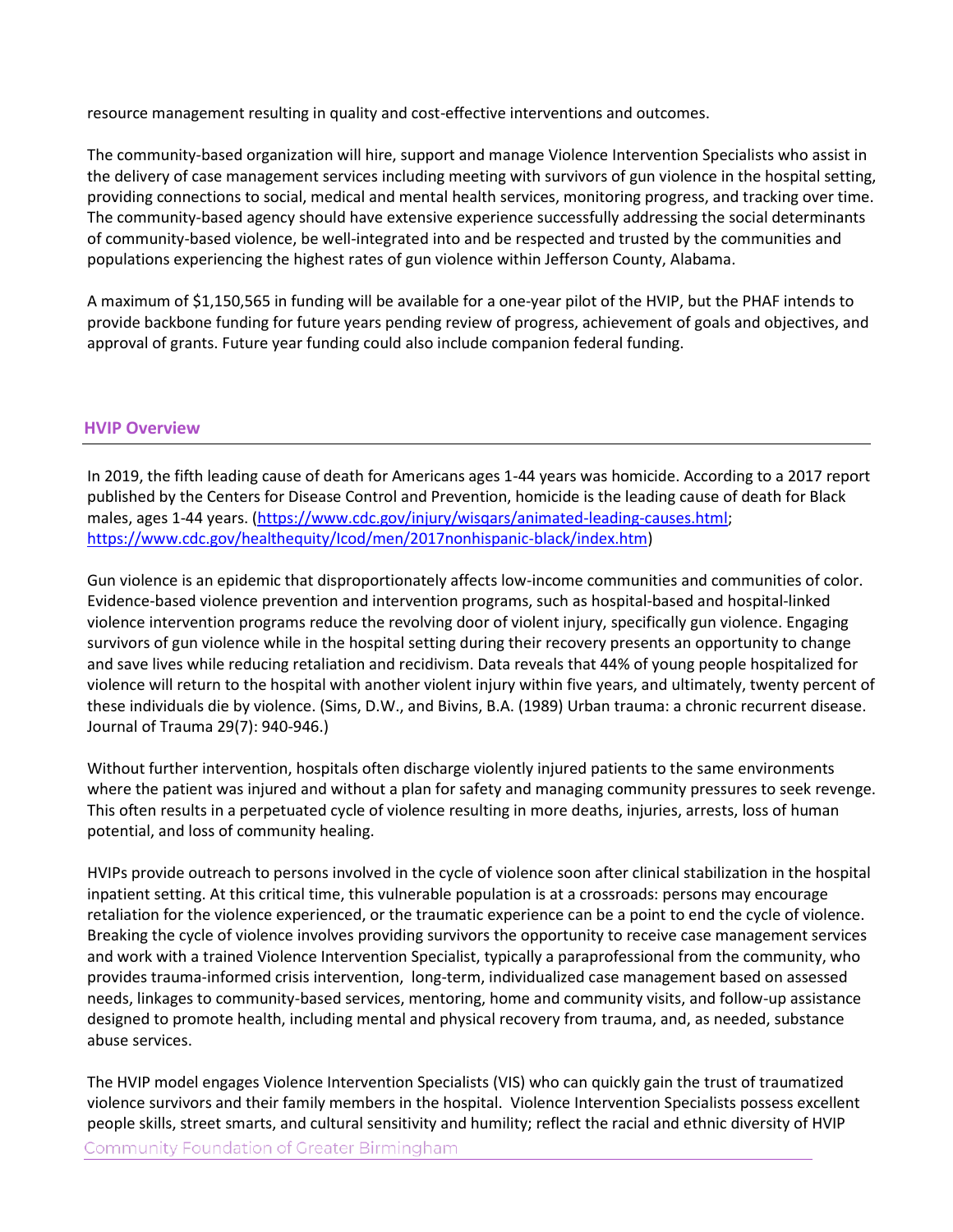resource management resulting in quality and cost-effective interventions and outcomes.

The community-based organization will hire, support and manage Violence Intervention Specialists who assist in the delivery of case management services including meeting with survivors of gun violence in the hospital setting, providing connections to social, medical and mental health services, monitoring progress, and tracking over time. The community-based agency should have extensive experience successfully addressing the social determinants of community-based violence, be well-integrated into and be respected and trusted by the communities and populations experiencing the highest rates of gun violence within Jefferson County, Alabama.

A maximum of $1,150,565 in funding will be available for a one-year pilot of the HVIP, but the PHAF intends to provide backbone funding for future years pending review of progress, achievement of goals and objectives, and approval of grants. Future year funding could also include companion federal funding.

## HVIP Overview

In 2019, the fifth leading cause of death for Americans ages 1-44 years was homicide. According to a 2017 report published by the Centers for Disease Control and Prevention, homicide is the leading cause of death for Black males, ages 1-44 years. (https://www.cdc.gov/injury/wisqars/animated-leading-causes.html; https://www.cdc.gov/healthequity/lcod/men/2017nonhispanic-black/index.htm)

Gun violence is an epidemic that disproportionately affects low-income communities and communities of color. Evidence-based violence prevention and intervention programs, such as hospital-based and hospital-linked violence intervention programs reduce the revolving door of violent injury, specifically gun violence. Engaging survivors of gun violence while in the hospital setting during their recovery presents an opportunity to change and save lives while reducing retaliation and recidivism. Data reveals that 44% of young people hospitalized for violence will return to the hospital with another violent injury within five years, and ultimately, twenty percent of these individuals die by violence. (Sims, D.W., and Bivins, B.A. (1989) Urban trauma: a chronic recurrent disease. Journal of Trauma 29(7): 940-946.)

Without further intervention, hospitals often discharge violently injured patients to the same environments where the patient was injured and without a plan for safety and managing community pressures to seek revenge. This often results in a perpetuated cycle of violence resulting in more deaths, injuries, arrests, loss of human potential, and loss of community healing.

HVIPs provide outreach to persons involved in the cycle of violence soon after clinical stabilization in the hospital inpatient setting. At this critical time, this vulnerable population is at a crossroads: persons may encourage retaliation for the violence experienced, or the traumatic experience can be a point to end the cycle of violence. Breaking the cycle of violence involves providing survivors the opportunity to receive case management services and work with a trained Violence Intervention Specialist, typically a paraprofessional from the community, who provides trauma-informed crisis intervention, long-term, individualized case management based on assessed needs, linkages to community-based services, mentoring, home and community visits, and follow-up assistance designed to promote health, including mental and physical recovery from trauma, and, as needed, substance abuse services.

The HVIP model engages Violence Intervention Specialists (VIS) who can quickly gain the trust of traumatized violence survivors and their family members in the hospital. Violence Intervention Specialists possess excellent people skills, street smarts, and cultural sensitivity and humility; reflect the racial and ethnic diversity of HVIP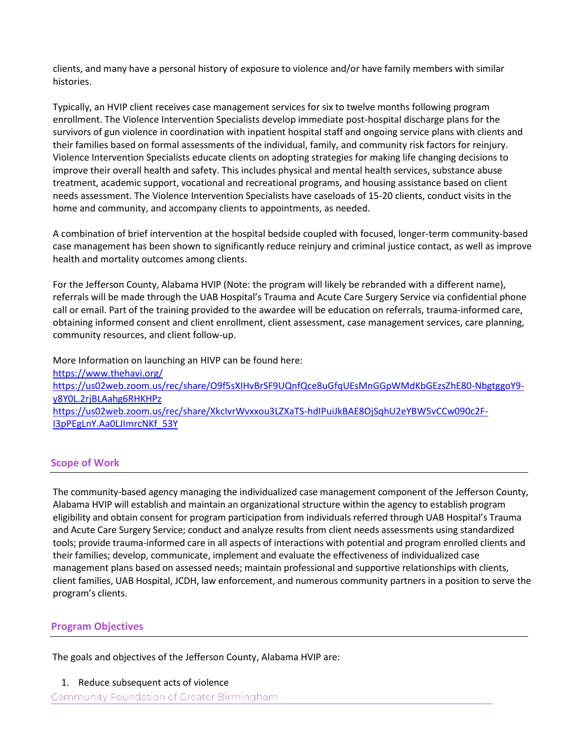clients, and many have a personal history of exposure to violence and/or have family members with similar histories.

Typically, an HVIP client receives case management services for six to twelve months following program enrollment. The Violence Intervention Specialists develop immediate post-hospital discharge plans for the survivors of gun violence in coordination with inpatient hospital staff and ongoing service plans with clients and their families based on formal assessments of the individual, family, and community risk factors for reinjury. Violence Intervention Specialists educate clients on adopting strategies for making life changing decisions to improve their overall health and safety. This includes physical and mental health services, substance abuse treatment, academic support, vocational and recreational programs, and housing assistance based on client needs assessment. The Violence Intervention Specialists have caseloads of 15-20 clients, conduct visits in the home and community, and accompany clients to appointments, as needed.

A combination of brief intervention at the hospital bedside coupled with focused, longer-term community-based case management has been shown to significantly reduce reinjury and criminal justice contact, as well as improve health and mortality outcomes among clients.

For the Jefferson County, Alabama HVIP (Note: the program will likely be rebranded with a different name), referrals will be made through the UAB Hospital's Trauma and Acute Care Surgery Service via confidential phone call or email. Part of the training provided to the awardee will be education on referrals, trauma-informed care, obtaining informed consent and client enrollment, client assessment, case management services, care planning, community resources, and client follow-up.

More Information on launching an HIVP can be found here:
https://www.thehavi.org/
https://us02web.zoom.us/rec/share/O9f5sXIHvBrSF9UQnfQce8uGfqUEsMnGGpWMdKbGEzsZhE80-NbgtggoY9-y8Y0L.2rjBLAahg6RHKHPz
https://us02web.zoom.us/rec/share/XkcIvrWvxxou3LZXaTS-hdIPuiJkBAE8OjSqhU2eYBW5vCCw090c2F-I3pPEgLnY.Aa0LJImrcNKf_53Y

## Scope of Work

The community-based agency managing the individualized case management component of the Jefferson County, Alabama HVIP will establish and maintain an organizational structure within the agency to establish program eligibility and obtain consent for program participation from individuals referred through UAB Hospital's Trauma and Acute Care Surgery Service; conduct and analyze results from client needs assessments using standardized tools; provide trauma-informed care in all aspects of interactions with potential and program enrolled clients and their families; develop, communicate, implement and evaluate the effectiveness of individualized case management plans based on assessed needs; maintain professional and supportive relationships with clients, client families, UAB Hospital, JCDH, law enforcement, and numerous community partners in a position to serve the program's clients.

## Program Objectives

The goals and objectives of the Jefferson County, Alabama HVIP are:

1. Reduce subsequent acts of violence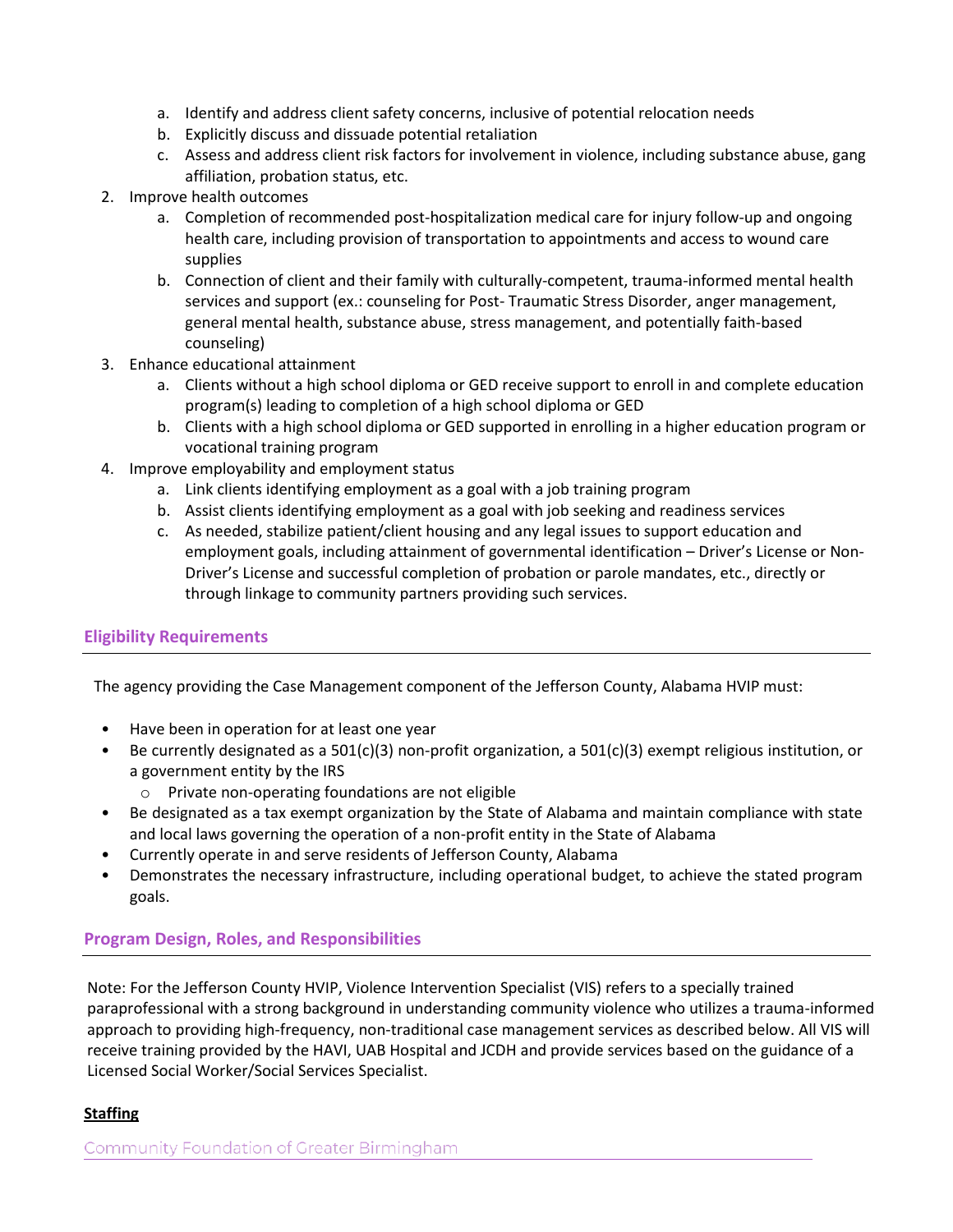a. Identify and address client safety concerns, inclusive of potential relocation needs
   b. Explicitly discuss and dissuade potential retaliation
   c. Assess and address client risk factors for involvement in violence, including substance abuse, gang affiliation, probation status, etc.
2. Improve health outcomes
   a. Completion of recommended post-hospitalization medical care for injury follow-up and ongoing health care, including provision of transportation to appointments and access to wound care supplies
   b. Connection of client and their family with culturally-competent, trauma-informed mental health services and support (ex.: counseling for Post- Traumatic Stress Disorder, anger management, general mental health, substance abuse, stress management, and potentially faith-based counseling)
3. Enhance educational attainment
   a. Clients without a high school diploma or GED receive support to enroll in and complete education program(s) leading to completion of a high school diploma or GED
   b. Clients with a high school diploma or GED supported in enrolling in a higher education program or vocational training program
4. Improve employability and employment status
   a. Link clients identifying employment as a goal with a job training program
   b. Assist clients identifying employment as a goal with job seeking and readiness services
   c. As needed, stabilize patient/client housing and any legal issues to support education and employment goals, including attainment of governmental identification – Driver's License or Non-Driver's License and successful completion of probation or parole mandates, etc., directly or through linkage to community partners providing such services.

## Eligibility Requirements

The agency providing the Case Management component of the Jefferson County, Alabama HVIP must:

- Have been in operation for at least one year
- Be currently designated as a 501(c)(3) non-profit organization, a 501(c)(3) exempt religious institution, or a government entity by the IRS
  - Private non-operating foundations are not eligible
- Be designated as a tax exempt organization by the State of Alabama and maintain compliance with state and local laws governing the operation of a non-profit entity in the State of Alabama
- Currently operate in and serve residents of Jefferson County, Alabama
- Demonstrates the necessary infrastructure, including operational budget, to achieve the stated program goals.

## Program Design, Roles, and Responsibilities

Note: For the Jefferson County HVIP, Violence Intervention Specialist (VIS) refers to a specially trained paraprofessional with a strong background in understanding community violence who utilizes a trauma-informed approach to providing high-frequency, non-traditional case management services as described below. All VIS will receive training provided by the HAVI, UAB Hospital and JCDH and provide services based on the guidance of a Licensed Social Worker/Social Services Specialist.

**Staffing**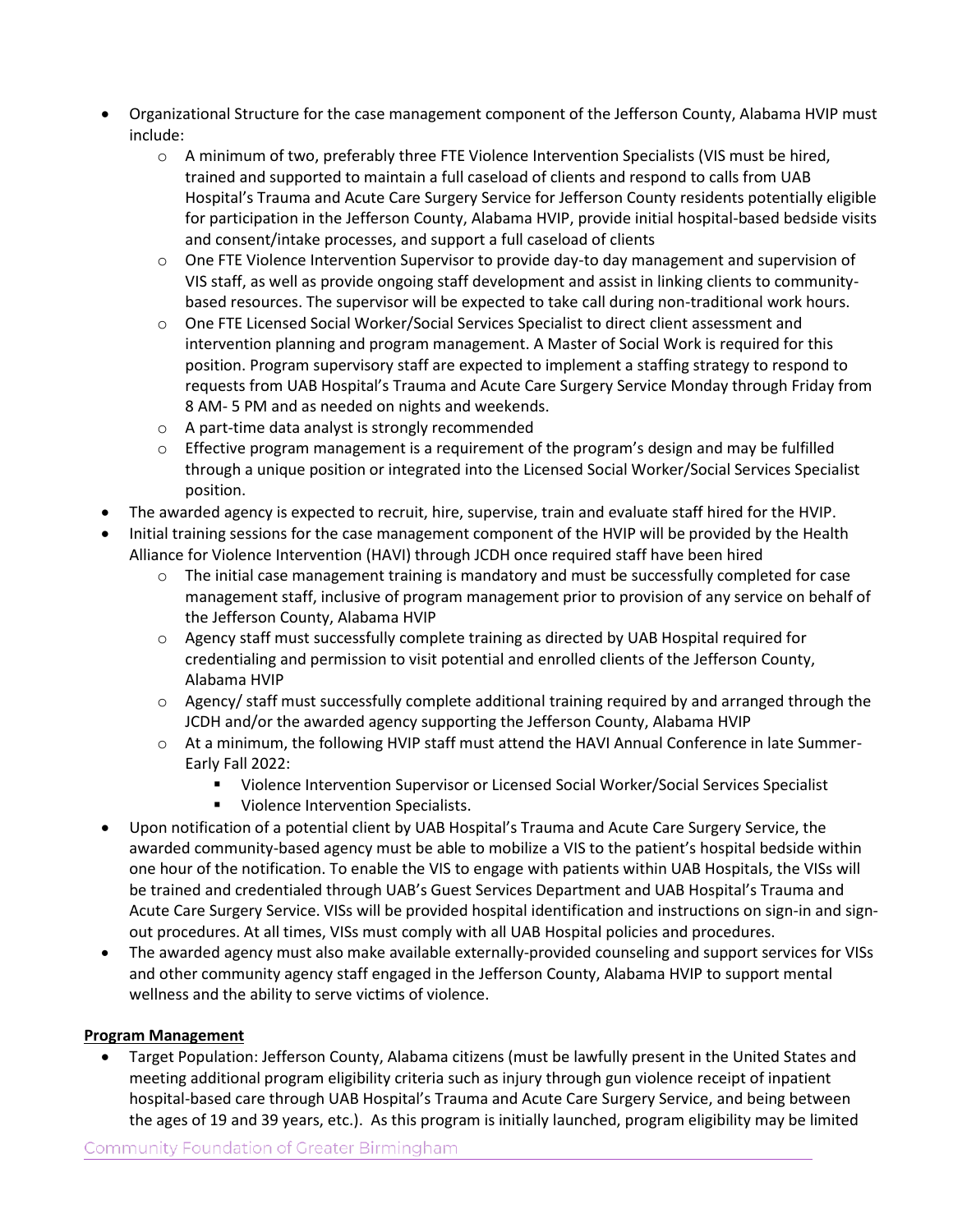- Organizational Structure for the case management component of the Jefferson County, Alabama HVIP must include:
  - A minimum of two, preferably three FTE Violence Intervention Specialists (VIS must be hired, trained and supported to maintain a full caseload of clients and respond to calls from UAB Hospital's Trauma and Acute Care Surgery Service for Jefferson County residents potentially eligible for participation in the Jefferson County, Alabama HVIP, provide initial hospital-based bedside visits and consent/intake processes, and support a full caseload of clients
  - One FTE Violence Intervention Supervisor to provide day-to day management and supervision of VIS staff, as well as provide ongoing staff development and assist in linking clients to community-based resources. The supervisor will be expected to take call during non-traditional work hours.
  - One FTE Licensed Social Worker/Social Services Specialist to direct client assessment and intervention planning and program management. A Master of Social Work is required for this position. Program supervisory staff are expected to implement a staffing strategy to respond to requests from UAB Hospital's Trauma and Acute Care Surgery Service Monday through Friday from 8 AM- 5 PM and as needed on nights and weekends.
  - A part-time data analyst is strongly recommended
  - Effective program management is a requirement of the program's design and may be fulfilled through a unique position or integrated into the Licensed Social Worker/Social Services Specialist position.
- The awarded agency is expected to recruit, hire, supervise, train and evaluate staff hired for the HVIP.
- Initial training sessions for the case management component of the HVIP will be provided by the Health Alliance for Violence Intervention (HAVI) through JCDH once required staff have been hired
  - The initial case management training is mandatory and must be successfully completed for case management staff, inclusive of program management prior to provision of any service on behalf of the Jefferson County, Alabama HVIP
  - Agency staff must successfully complete training as directed by UAB Hospital required for credentialing and permission to visit potential and enrolled clients of the Jefferson County, Alabama HVIP
  - Agency/ staff must successfully complete additional training required by and arranged through the JCDH and/or the awarded agency supporting the Jefferson County, Alabama HVIP
  - At a minimum, the following HVIP staff must attend the HAVI Annual Conference in late Summer-Early Fall 2022:
    - Violence Intervention Supervisor or Licensed Social Worker/Social Services Specialist
    - Violence Intervention Specialists.
- Upon notification of a potential client by UAB Hospital's Trauma and Acute Care Surgery Service, the awarded community-based agency must be able to mobilize a VIS to the patient's hospital bedside within one hour of the notification. To enable the VIS to engage with patients within UAB Hospitals, the VISs will be trained and credentialed through UAB's Guest Services Department and UAB Hospital's Trauma and Acute Care Surgery Service. VISs will be provided hospital identification and instructions on sign-in and sign-out procedures. At all times, VISs must comply with all UAB Hospital policies and procedures.
- The awarded agency must also make available externally-provided counseling and support services for VISs and other community agency staff engaged in the Jefferson County, Alabama HVIP to support mental wellness and the ability to serve victims of violence.

**Program Management**

- Target Population: Jefferson County, Alabama citizens (must be lawfully present in the United States and meeting additional program eligibility criteria such as injury through gun violence receipt of inpatient hospital-based care through UAB Hospital's Trauma and Acute Care Surgery Service, and being between the ages of 19 and 39 years, etc.). As this program is initially launched, program eligibility may be limited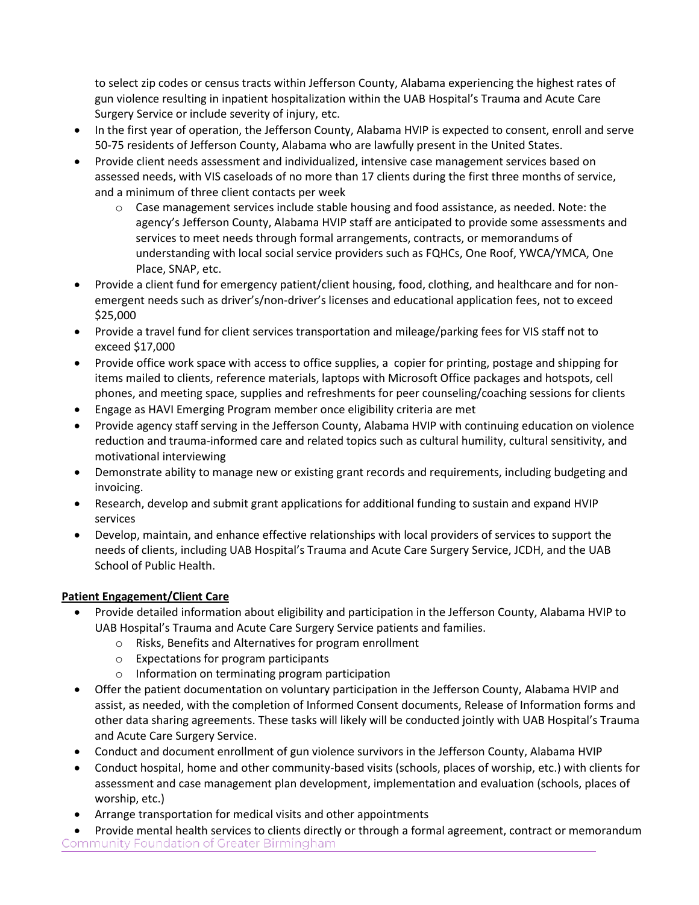to select zip codes or census tracts within Jefferson County, Alabama experiencing the highest rates of gun violence resulting in inpatient hospitalization within the UAB Hospital's Trauma and Acute Care Surgery Service or include severity of injury, etc.

- In the first year of operation, the Jefferson County, Alabama HVIP is expected to consent, enroll and serve 50-75 residents of Jefferson County, Alabama who are lawfully present in the United States.
- Provide client needs assessment and individualized, intensive case management services based on assessed needs, with VIS caseloads of no more than 17 clients during the first three months of service, and a minimum of three client contacts per week
  - Case management services include stable housing and food assistance, as needed. Note: the agency's Jefferson County, Alabama HVIP staff are anticipated to provide some assessments and services to meet needs through formal arrangements, contracts, or memorandums of understanding with local social service providers such as FQHCs, One Roof, YWCA/YMCA, One Place, SNAP, etc.
- Provide a client fund for emergency patient/client housing, food, clothing, and healthcare and for non-emergent needs such as driver's/non-driver's licenses and educational application fees, not to exceed $25,000
- Provide a travel fund for client services transportation and mileage/parking fees for VIS staff not to exceed $17,000
- Provide office work space with access to office supplies, a copier for printing, postage and shipping for items mailed to clients, reference materials, laptops with Microsoft Office packages and hotspots, cell phones, and meeting space, supplies and refreshments for peer counseling/coaching sessions for clients
- Engage as HAVI Emerging Program member once eligibility criteria are met
- Provide agency staff serving in the Jefferson County, Alabama HVIP with continuing education on violence reduction and trauma-informed care and related topics such as cultural humility, cultural sensitivity, and motivational interviewing
- Demonstrate ability to manage new or existing grant records and requirements, including budgeting and invoicing.
- Research, develop and submit grant applications for additional funding to sustain and expand HVIP services
- Develop, maintain, and enhance effective relationships with local providers of services to support the needs of clients, including UAB Hospital's Trauma and Acute Care Surgery Service, JCDH, and the UAB School of Public Health.

**Patient Engagement/Client Care**

- Provide detailed information about eligibility and participation in the Jefferson County, Alabama HVIP to UAB Hospital's Trauma and Acute Care Surgery Service patients and families.
  - Risks, Benefits and Alternatives for program enrollment
  - Expectations for program participants
  - Information on terminating program participation
- Offer the patient documentation on voluntary participation in the Jefferson County, Alabama HVIP and assist, as needed, with the completion of Informed Consent documents, Release of Information forms and other data sharing agreements. These tasks will likely will be conducted jointly with UAB Hospital's Trauma and Acute Care Surgery Service.
- Conduct and document enrollment of gun violence survivors in the Jefferson County, Alabama HVIP
- Conduct hospital, home and other community-based visits (schools, places of worship, etc.) with clients for assessment and case management plan development, implementation and evaluation (schools, places of worship, etc.)
- Arrange transportation for medical visits and other appointments
- Provide mental health services to clients directly or through a formal agreement, contract or memorandum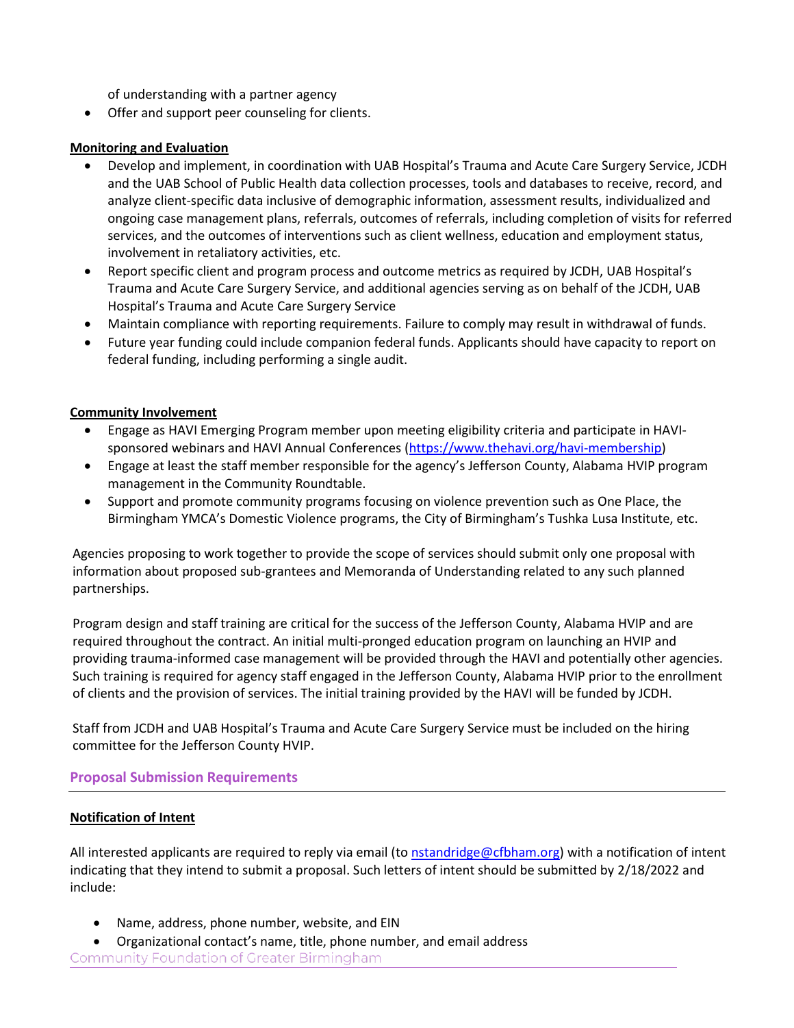of understanding with a partner agency

- Offer and support peer counseling for clients.

**Monitoring and Evaluation**

- Develop and implement, in coordination with UAB Hospital's Trauma and Acute Care Surgery Service, JCDH and the UAB School of Public Health data collection processes, tools and databases to receive, record, and analyze client-specific data inclusive of demographic information, assessment results, individualized and ongoing case management plans, referrals, outcomes of referrals, including completion of visits for referred services, and the outcomes of interventions such as client wellness, education and employment status, involvement in retaliatory activities, etc.
- Report specific client and program process and outcome metrics as required by JCDH, UAB Hospital's Trauma and Acute Care Surgery Service, and additional agencies serving as on behalf of the JCDH, UAB Hospital's Trauma and Acute Care Surgery Service
- Maintain compliance with reporting requirements. Failure to comply may result in withdrawal of funds.
- Future year funding could include companion federal funds. Applicants should have capacity to report on federal funding, including performing a single audit.

**Community Involvement**

- Engage as HAVI Emerging Program member upon meeting eligibility criteria and participate in HAVI-sponsored webinars and HAVI Annual Conferences (https://www.thehavi.org/havi-membership)
- Engage at least the staff member responsible for the agency's Jefferson County, Alabama HVIP program management in the Community Roundtable.
- Support and promote community programs focusing on violence prevention such as One Place, the Birmingham YMCA's Domestic Violence programs, the City of Birmingham's Tushka Lusa Institute, etc.

Agencies proposing to work together to provide the scope of services should submit only one proposal with information about proposed sub-grantees and Memoranda of Understanding related to any such planned partnerships.

Program design and staff training are critical for the success of the Jefferson County, Alabama HVIP and are required throughout the contract. An initial multi-pronged education program on launching an HVIP and providing trauma-informed case management will be provided through the HAVI and potentially other agencies. Such training is required for agency staff engaged in the Jefferson County, Alabama HVIP prior to the enrollment of clients and the provision of services. The initial training provided by the HAVI will be funded by JCDH.

Staff from JCDH and UAB Hospital's Trauma and Acute Care Surgery Service must be included on the hiring committee for the Jefferson County HVIP.

## Proposal Submission Requirements

**Notification of Intent**

All interested applicants are required to reply via email (to nstandridge@cfbham.org) with a notification of intent indicating that they intend to submit a proposal. Such letters of intent should be submitted by 2/18/2022 and include:

- Name, address, phone number, website, and EIN
- Organizational contact's name, title, phone number, and email address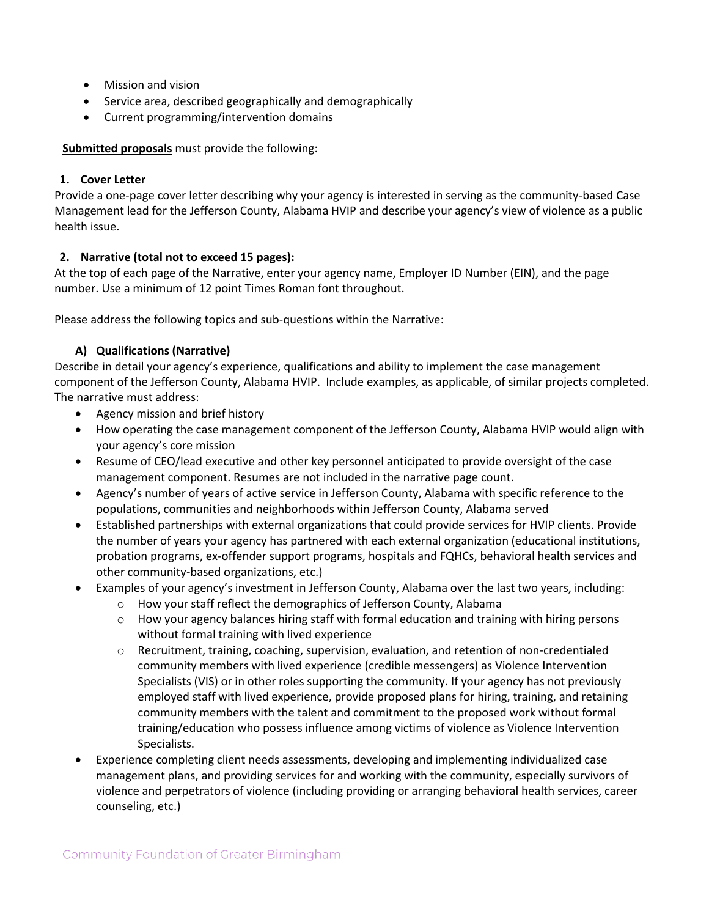- Mission and vision
- Service area, described geographically and demographically
- Current programming/intervention domains

**Submitted proposals** must provide the following:

### 1. Cover Letter

Provide a one-page cover letter describing why your agency is interested in serving as the community-based Case Management lead for the Jefferson County, Alabama HVIP and describe your agency's view of violence as a public health issue.

### 2. Narrative (total not to exceed 15 pages):

At the top of each page of the Narrative, enter your agency name, Employer ID Number (EIN), and the page number. Use a minimum of 12 point Times Roman font throughout.

Please address the following topics and sub-questions within the Narrative:

#### A) Qualifications (Narrative)

Describe in detail your agency's experience, qualifications and ability to implement the case management component of the Jefferson County, Alabama HVIP. Include examples, as applicable, of similar projects completed. The narrative must address:

- Agency mission and brief history
- How operating the case management component of the Jefferson County, Alabama HVIP would align with your agency's core mission
- Resume of CEO/lead executive and other key personnel anticipated to provide oversight of the case management component. Resumes are not included in the narrative page count.
- Agency's number of years of active service in Jefferson County, Alabama with specific reference to the populations, communities and neighborhoods within Jefferson County, Alabama served
- Established partnerships with external organizations that could provide services for HVIP clients. Provide the number of years your agency has partnered with each external organization (educational institutions, probation programs, ex-offender support programs, hospitals and FQHCs, behavioral health services and other community-based organizations, etc.)
- Examples of your agency's investment in Jefferson County, Alabama over the last two years, including:
  - How your staff reflect the demographics of Jefferson County, Alabama
  - How your agency balances hiring staff with formal education and training with hiring persons without formal training with lived experience
  - Recruitment, training, coaching, supervision, evaluation, and retention of non-credentialed community members with lived experience (credible messengers) as Violence Intervention Specialists (VIS) or in other roles supporting the community. If your agency has not previously employed staff with lived experience, provide proposed plans for hiring, training, and retaining community members with the talent and commitment to the proposed work without formal training/education who possess influence among victims of violence as Violence Intervention Specialists.
- Experience completing client needs assessments, developing and implementing individualized case management plans, and providing services for and working with the community, especially survivors of violence and perpetrators of violence (including providing or arranging behavioral health services, career counseling, etc.)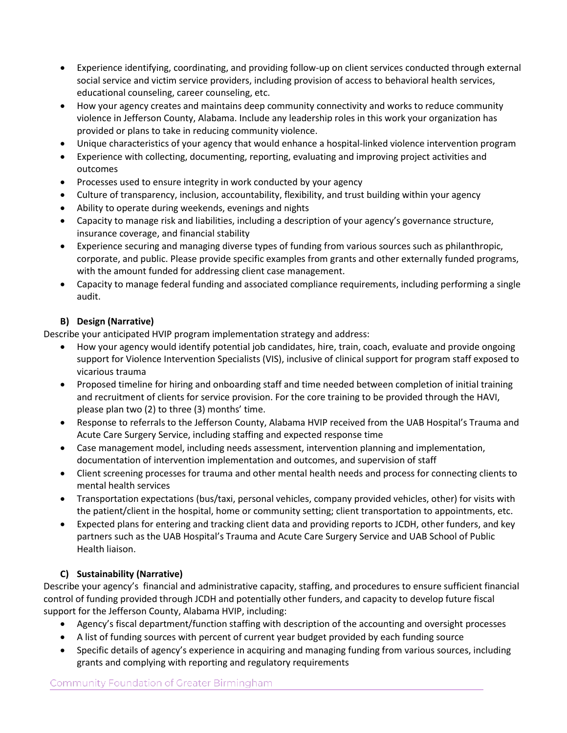- Experience identifying, coordinating, and providing follow-up on client services conducted through external social service and victim service providers, including provision of access to behavioral health services, educational counseling, career counseling, etc.
- How your agency creates and maintains deep community connectivity and works to reduce community violence in Jefferson County, Alabama. Include any leadership roles in this work your organization has provided or plans to take in reducing community violence.
- Unique characteristics of your agency that would enhance a hospital-linked violence intervention program
- Experience with collecting, documenting, reporting, evaluating and improving project activities and outcomes
- Processes used to ensure integrity in work conducted by your agency
- Culture of transparency, inclusion, accountability, flexibility, and trust building within your agency
- Ability to operate during weekends, evenings and nights
- Capacity to manage risk and liabilities, including a description of your agency's governance structure, insurance coverage, and financial stability
- Experience securing and managing diverse types of funding from various sources such as philanthropic, corporate, and public. Please provide specific examples from grants and other externally funded programs, with the amount funded for addressing client case management.
- Capacity to manage federal funding and associated compliance requirements, including performing a single audit.

### B) Design (Narrative)

Describe your anticipated HVIP program implementation strategy and address:

- How your agency would identify potential job candidates, hire, train, coach, evaluate and provide ongoing support for Violence Intervention Specialists (VIS), inclusive of clinical support for program staff exposed to vicarious trauma
- Proposed timeline for hiring and onboarding staff and time needed between completion of initial training and recruitment of clients for service provision. For the core training to be provided through the HAVI, please plan two (2) to three (3) months' time.
- Response to referrals to the Jefferson County, Alabama HVIP received from the UAB Hospital's Trauma and Acute Care Surgery Service, including staffing and expected response time
- Case management model, including needs assessment, intervention planning and implementation, documentation of intervention implementation and outcomes, and supervision of staff
- Client screening processes for trauma and other mental health needs and process for connecting clients to mental health services
- Transportation expectations (bus/taxi, personal vehicles, company provided vehicles, other) for visits with the patient/client in the hospital, home or community setting; client transportation to appointments, etc.
- Expected plans for entering and tracking client data and providing reports to JCDH, other funders, and key partners such as the UAB Hospital's Trauma and Acute Care Surgery Service and UAB School of Public Health liaison.

### C) Sustainability (Narrative)

Describe your agency's financial and administrative capacity, staffing, and procedures to ensure sufficient financial control of funding provided through JCDH and potentially other funders, and capacity to develop future fiscal support for the Jefferson County, Alabama HVIP, including:

- Agency's fiscal department/function staffing with description of the accounting and oversight processes
- A list of funding sources with percent of current year budget provided by each funding source
- Specific details of agency's experience in acquiring and managing funding from various sources, including grants and complying with reporting and regulatory requirements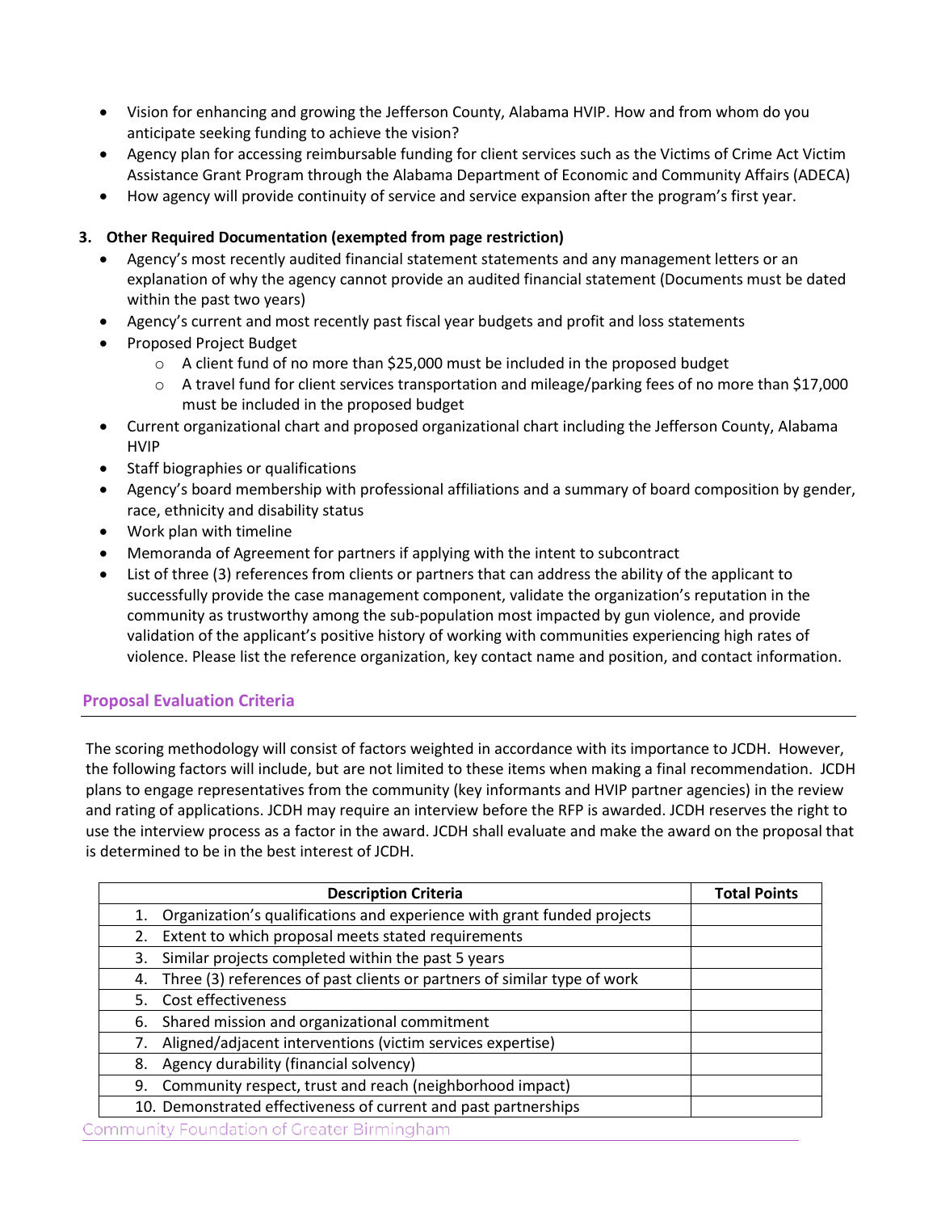- Vision for enhancing and growing the Jefferson County, Alabama HVIP. How and from whom do you anticipate seeking funding to achieve the vision?
- Agency plan for accessing reimbursable funding for client services such as the Victims of Crime Act Victim Assistance Grant Program through the Alabama Department of Economic and Community Affairs (ADECA)
- How agency will provide continuity of service and service expansion after the program's first year.

**3. Other Required Documentation (exempted from page restriction)**

- Agency's most recently audited financial statement statements and any management letters or an explanation of why the agency cannot provide an audited financial statement (Documents must be dated within the past two years)
- Agency's current and most recently past fiscal year budgets and profit and loss statements
- Proposed Project Budget
  - A client fund of no more than $25,000 must be included in the proposed budget
  - A travel fund for client services transportation and mileage/parking fees of no more than $17,000 must be included in the proposed budget
- Current organizational chart and proposed organizational chart including the Jefferson County, Alabama HVIP
- Staff biographies or qualifications
- Agency's board membership with professional affiliations and a summary of board composition by gender, race, ethnicity and disability status
- Work plan with timeline
- Memoranda of Agreement for partners if applying with the intent to subcontract
- List of three (3) references from clients or partners that can address the ability of the applicant to successfully provide the case management component, validate the organization's reputation in the community as trustworthy among the sub-population most impacted by gun violence, and provide validation of the applicant's positive history of working with communities experiencing high rates of violence. Please list the reference organization, key contact name and position, and contact information.

## Proposal Evaluation Criteria

The scoring methodology will consist of factors weighted in accordance with its importance to JCDH. However, the following factors will include, but are not limited to these items when making a final recommendation. JCDH plans to engage representatives from the community (key informants and HVIP partner agencies) in the review and rating of applications. JCDH may require an interview before the RFP is awarded. JCDH reserves the right to use the interview process as a factor in the award. JCDH shall evaluate and make the award on the proposal that is determined to be in the best interest of JCDH.

| Description Criteria | Total Points |
|---|---|
| 1. Organization's qualifications and experience with grant funded projects | |
| 2. Extent to which proposal meets stated requirements | |
| 3. Similar projects completed within the past 5 years | |
| 4. Three (3) references of past clients or partners of similar type of work | |
| 5. Cost effectiveness | |
| 6. Shared mission and organizational commitment | |
| 7. Aligned/adjacent interventions (victim services expertise) | |
| 8. Agency durability (financial solvency) | |
| 9. Community respect, trust and reach (neighborhood impact) | |
| 10. Demonstrated effectiveness of current and past partnerships | |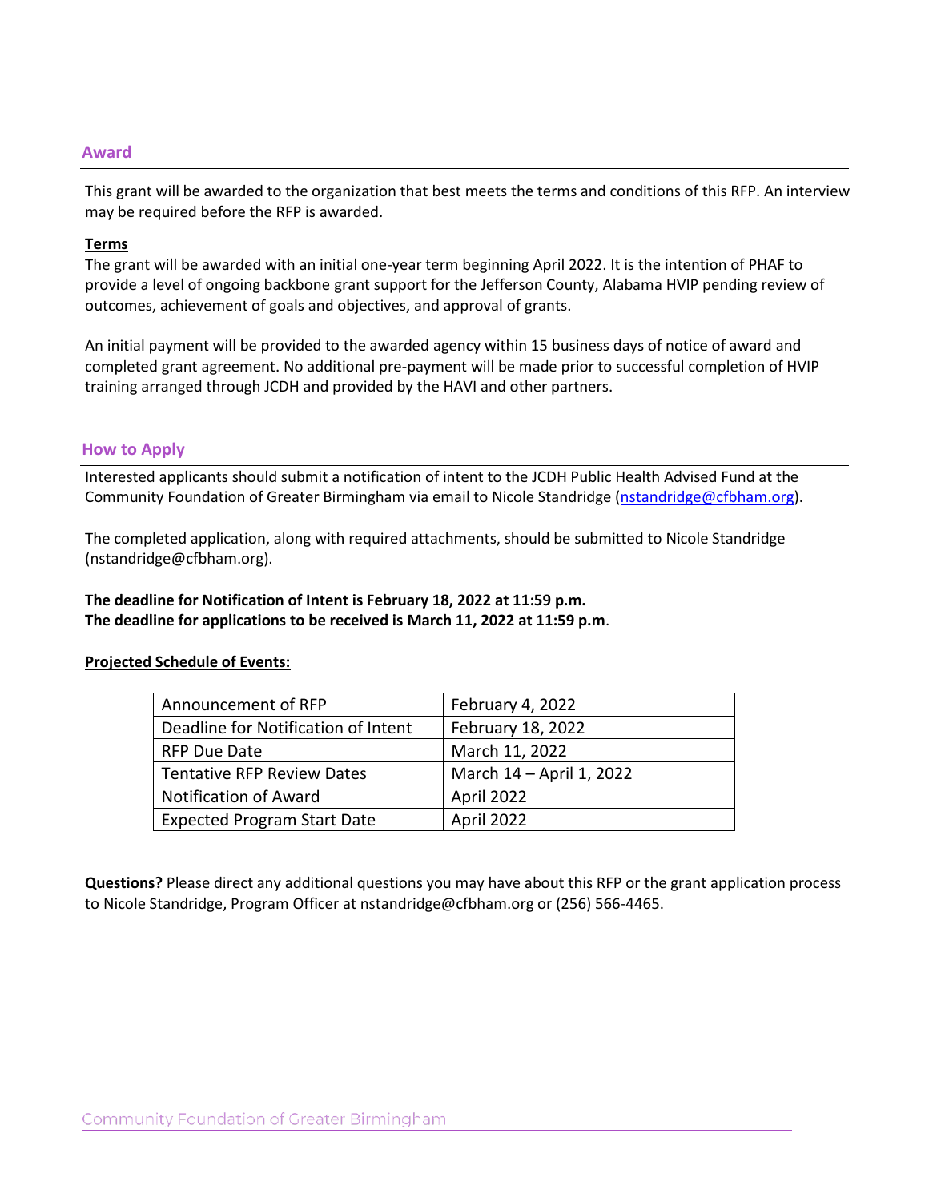## Award

This grant will be awarded to the organization that best meets the terms and conditions of this RFP. An interview may be required before the RFP is awarded.

**Terms**

The grant will be awarded with an initial one-year term beginning April 2022. It is the intention of PHAF to provide a level of ongoing backbone grant support for the Jefferson County, Alabama HVIP pending review of outcomes, achievement of goals and objectives, and approval of grants.

An initial payment will be provided to the awarded agency within 15 business days of notice of award and completed grant agreement. No additional pre-payment will be made prior to successful completion of HVIP training arranged through JCDH and provided by the HAVI and other partners.

## How to Apply

Interested applicants should submit a notification of intent to the JCDH Public Health Advised Fund at the Community Foundation of Greater Birmingham via email to Nicole Standridge (nstandridge@cfbham.org).

The completed application, along with required attachments, should be submitted to Nicole Standridge (nstandridge@cfbham.org).

**The deadline for Notification of Intent is February 18, 2022 at 11:59 p.m.**
**The deadline for applications to be received is March 11, 2022 at 11:59 p.m**.

**Projected Schedule of Events:**

| | |
|---|---|
| Announcement of RFP | February 4, 2022 |
| Deadline for Notification of Intent | February 18, 2022 |
| RFP Due Date | March 11, 2022 |
| Tentative RFP Review Dates | March 14 – April 1, 2022 |
| Notification of Award | April 2022 |
| Expected Program Start Date | April 2022 |

**Questions?** Please direct any additional questions you may have about this RFP or the grant application process to Nicole Standridge, Program Officer at nstandridge@cfbham.org or (256) 566-4465.